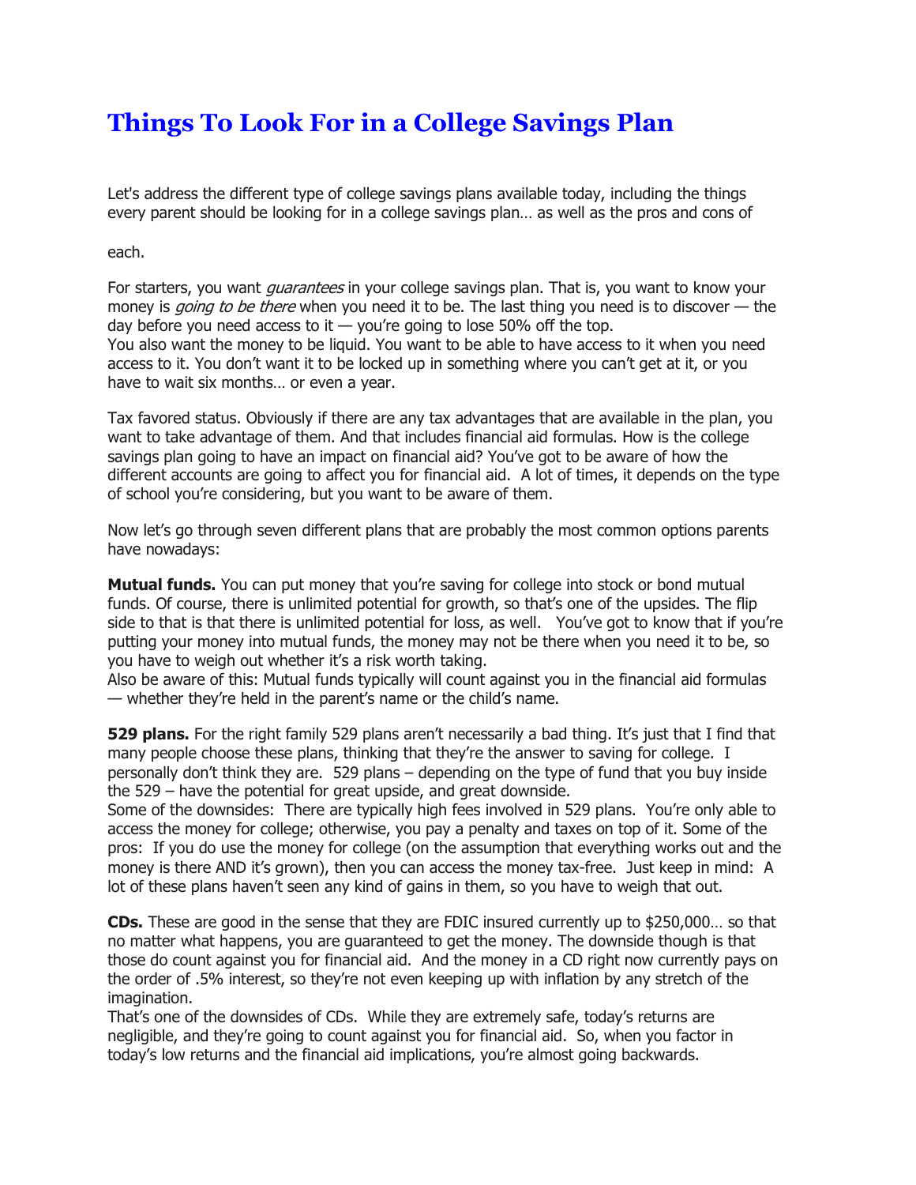# Things To Look For in a College Savings Plan

Let's address the different type of college savings plans available today, including the things every parent should be looking for in a college savings plan… as well as the pros and cons of each.

For starters, you want *guarantees* in your college savings plan. That is, you want to know your money is *going to be there* when you need it to be. The last thing you need is to discover — the day before you need access to it — you're going to lose 50% off the top.
You also want the money to be liquid. You want to be able to have access to it when you need access to it. You don't want it to be locked up in something where you can't get at it, or you have to wait six months… or even a year.

Tax favored status. Obviously if there are any tax advantages that are available in the plan, you want to take advantage of them. And that includes financial aid formulas. How is the college savings plan going to have an impact on financial aid? You've got to be aware of how the different accounts are going to affect you for financial aid. A lot of times, it depends on the type of school you're considering, but you want to be aware of them.

Now let's go through seven different plans that are probably the most common options parents have nowadays:

**Mutual funds.** You can put money that you're saving for college into stock or bond mutual funds. Of course, there is unlimited potential for growth, so that's one of the upsides. The flip side to that is that there is unlimited potential for loss, as well. You've got to know that if you're putting your money into mutual funds, the money may not be there when you need it to be, so you have to weigh out whether it's a risk worth taking.
Also be aware of this: Mutual funds typically will count against you in the financial aid formulas — whether they're held in the parent's name or the child's name.

**529 plans.** For the right family 529 plans aren't necessarily a bad thing. It's just that I find that many people choose these plans, thinking that they're the answer to saving for college. I personally don't think they are. 529 plans – depending on the type of fund that you buy inside the 529 – have the potential for great upside, and great downside.
Some of the downsides: There are typically high fees involved in 529 plans. You're only able to access the money for college; otherwise, you pay a penalty and taxes on top of it. Some of the pros: If you do use the money for college (on the assumption that everything works out and the money is there AND it's grown), then you can access the money tax-free. Just keep in mind: A lot of these plans haven't seen any kind of gains in them, so you have to weigh that out.

**CDs.** These are good in the sense that they are FDIC insured currently up to $250,000… so that no matter what happens, you are guaranteed to get the money. The downside though is that those do count against you for financial aid. And the money in a CD right now currently pays on the order of .5% interest, so they're not even keeping up with inflation by any stretch of the imagination.
That's one of the downsides of CDs. While they are extremely safe, today's returns are negligible, and they're going to count against you for financial aid. So, when you factor in today's low returns and the financial aid implications, you're almost going backwards.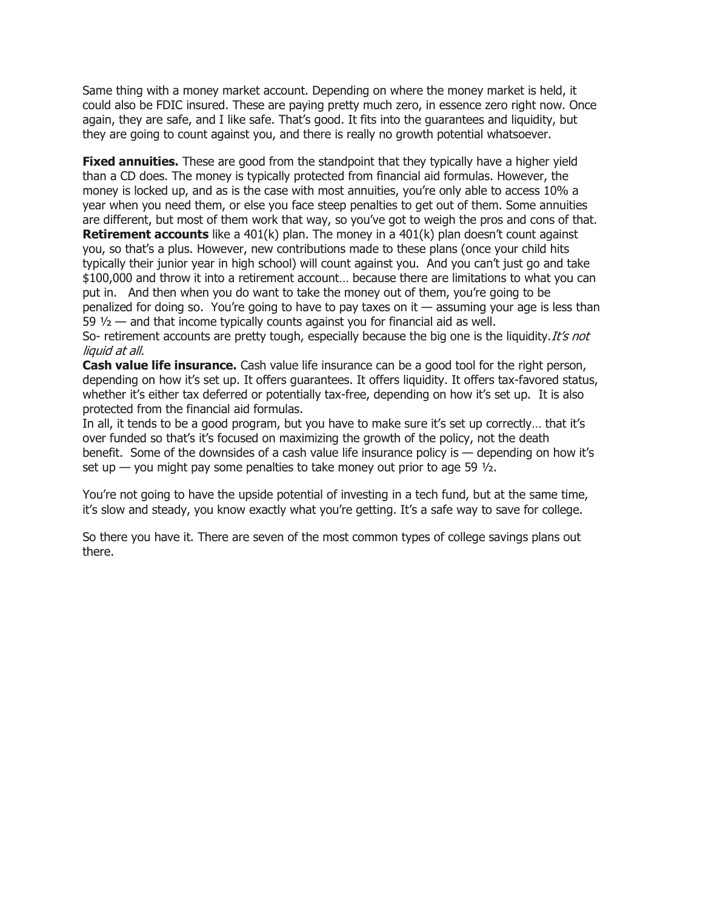Same thing with a money market account. Depending on where the money market is held, it could also be FDIC insured. These are paying pretty much zero, in essence zero right now. Once again, they are safe, and I like safe. That's good. It fits into the guarantees and liquidity, but they are going to count against you, and there is really no growth potential whatsoever.

**Fixed annuities.** These are good from the standpoint that they typically have a higher yield than a CD does. The money is typically protected from financial aid formulas. However, the money is locked up, and as is the case with most annuities, you're only able to access 10% a year when you need them, or else you face steep penalties to get out of them. Some annuities are different, but most of them work that way, so you've got to weigh the pros and cons of that.

**Retirement accounts** like a 401(k) plan. The money in a 401(k) plan doesn't count against you, so that's a plus. However, new contributions made to these plans (once your child hits typically their junior year in high school) will count against you. And you can't just go and take $100,000 and throw it into a retirement account… because there are limitations to what you can put in. And then when you do want to take the money out of them, you're going to be penalized for doing so. You're going to have to pay taxes on it — assuming your age is less than 59 ½ — and that income typically counts against you for financial aid as well.

So- retirement accounts are pretty tough, especially because the big one is the liquidity. *It's not liquid at all.*

**Cash value life insurance.** Cash value life insurance can be a good tool for the right person, depending on how it's set up. It offers guarantees. It offers liquidity. It offers tax-favored status, whether it's either tax deferred or potentially tax-free, depending on how it's set up. It is also protected from the financial aid formulas.

In all, it tends to be a good program, but you have to make sure it's set up correctly… that it's over funded so that's it's focused on maximizing the growth of the policy, not the death benefit. Some of the downsides of a cash value life insurance policy is — depending on how it's set up — you might pay some penalties to take money out prior to age 59 ½.

You're not going to have the upside potential of investing in a tech fund, but at the same time, it's slow and steady, you know exactly what you're getting. It's a safe way to save for college.

So there you have it. There are seven of the most common types of college savings plans out there.